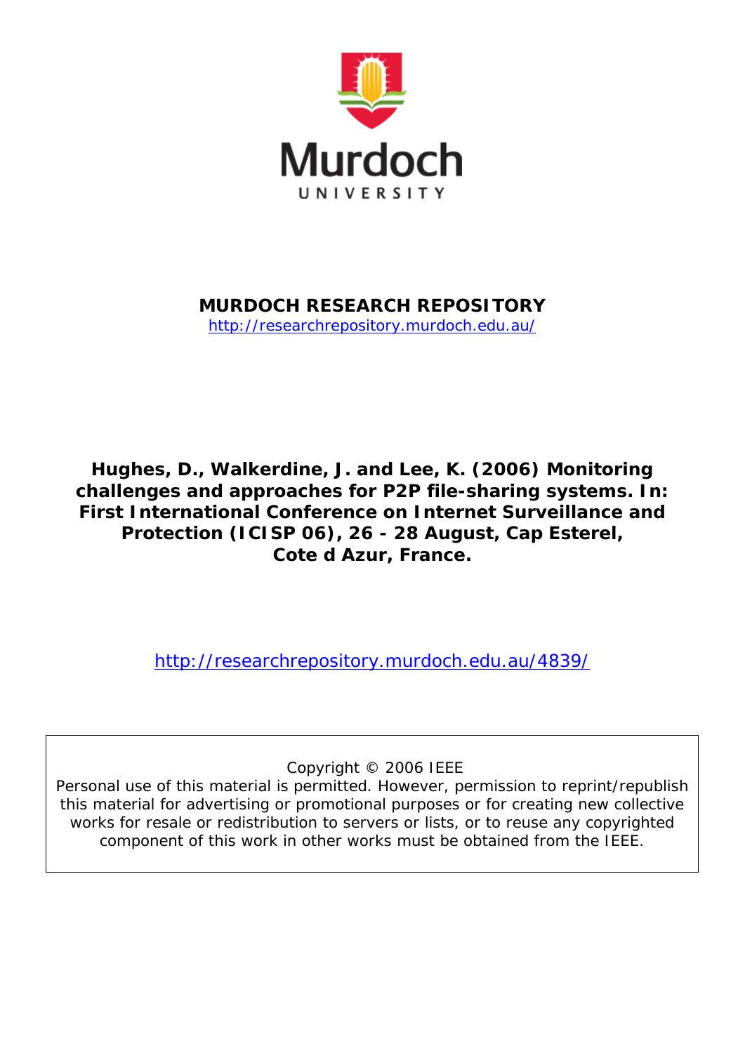Murdoch
UNIVERSITY

**MURDOCH RESEARCH REPOSITORY**
http://researchrepository.murdoch.edu.au/

**Hughes, D., Walkerdine, J. and Lee, K. (2006) Monitoring challenges and approaches for P2P file-sharing systems. In: First International Conference on Internet Surveillance and Protection (ICISP 06), 26 - 28 August, Cap Esterel, Cote d Azur, France.**

http://researchrepository.murdoch.edu.au/4839/

Copyright © 2006 IEEE
Personal use of this material is permitted. However, permission to reprint/republish this material for advertising or promotional purposes or for creating new collective works for resale or redistribution to servers or lists, or to reuse any copyrighted component of this work in other works must be obtained from the IEEE.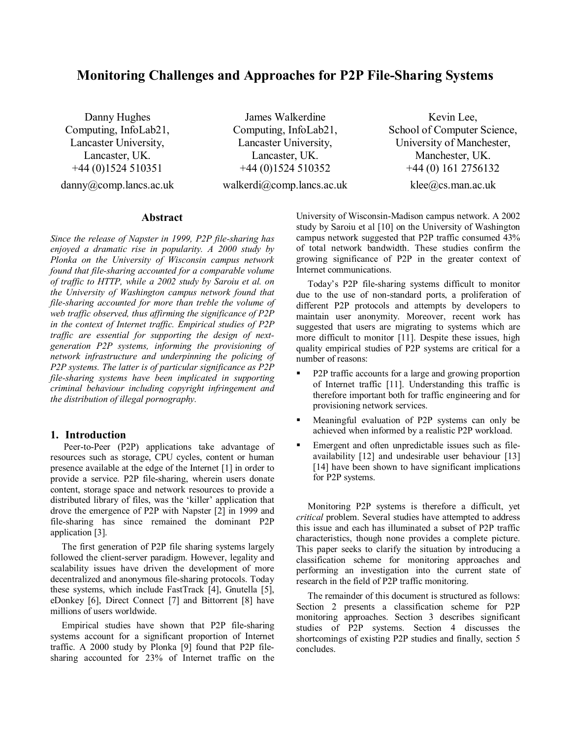# Monitoring Challenges and Approaches for P2P File-Sharing Systems

Danny Hughes
Computing, InfoLab21,
Lancaster University,
Lancaster, UK.
+44 (0)1524 510351
danny@comp.lancs.ac.uk

James Walkerdine
Computing, InfoLab21,
Lancaster University,
Lancaster, UK.
+44 (0)1524 510352
walkerdi@comp.lancs.ac.uk

Kevin Lee,
School of Computer Science,
University of Manchester,
Manchester, UK.
+44 (0) 161 2756132
klee@cs.man.ac.uk

## Abstract

*Since the release of Napster in 1999, P2P file-sharing has enjoyed a dramatic rise in popularity. A 2000 study by Plonka on the University of Wisconsin campus network found that file-sharing accounted for a comparable volume of traffic to HTTP, while a 2002 study by Saroiu et al. on the University of Washington campus network found that file-sharing accounted for more than treble the volume of web traffic observed, thus affirming the significance of P2P in the context of Internet traffic. Empirical studies of P2P traffic are essential for supporting the design of next-generation P2P systems, informing the provisioning of network infrastructure and underpinning the policing of P2P systems. The latter is of particular significance as P2P file-sharing systems have been implicated in supporting criminal behaviour including copyright infringement and the distribution of illegal pornography.*

## 1. Introduction

Peer-to-Peer (P2P) applications take advantage of resources such as storage, CPU cycles, content or human presence available at the edge of the Internet [1] in order to provide a service. P2P file-sharing, wherein users donate content, storage space and network resources to provide a distributed library of files, was the 'killer' application that drove the emergence of P2P with Napster [2] in 1999 and file-sharing has since remained the dominant P2P application [3].

The first generation of P2P file sharing systems largely followed the client-server paradigm. However, legality and scalability issues have driven the development of more decentralized and anonymous file-sharing protocols. Today these systems, which include FastTrack [4], Gnutella [5], eDonkey [6], Direct Connect [7] and Bittorrent [8] have millions of users worldwide.

Empirical studies have shown that P2P file-sharing systems account for a significant proportion of Internet traffic. A 2000 study by Plonka [9] found that P2P file-sharing accounted for 23% of Internet traffic on the University of Wisconsin-Madison campus network. A 2002 study by Saroiu et al [10] on the University of Washington campus network suggested that P2P traffic consumed 43% of total network bandwidth. These studies confirm the growing significance of P2P in the greater context of Internet communications.

Today's P2P file-sharing systems difficult to monitor due to the use of non-standard ports, a proliferation of different P2P protocols and attempts by developers to maintain user anonymity. Moreover, recent work has suggested that users are migrating to systems which are more difficult to monitor [11]. Despite these issues, high quality empirical studies of P2P systems are critical for a number of reasons:

- P2P traffic accounts for a large and growing proportion of Internet traffic [11]. Understanding this traffic is therefore important both for traffic engineering and for provisioning network services.
- Meaningful evaluation of P2P systems can only be achieved when informed by a realistic P2P workload.
- Emergent and often unpredictable issues such as file-availability [12] and undesirable user behaviour [13] [14] have been shown to have significant implications for P2P systems.

Monitoring P2P systems is therefore a difficult, yet *critical* problem. Several studies have attempted to address this issue and each has illuminated a subset of P2P traffic characteristics, though none provides a complete picture. This paper seeks to clarify the situation by introducing a classification scheme for monitoring approaches and performing an investigation into the current state of research in the field of P2P traffic monitoring.

The remainder of this document is structured as follows: Section 2 presents a classification scheme for P2P monitoring approaches. Section 3 describes significant studies of P2P systems. Section 4 discusses the shortcomings of existing P2P studies and finally, section 5 concludes.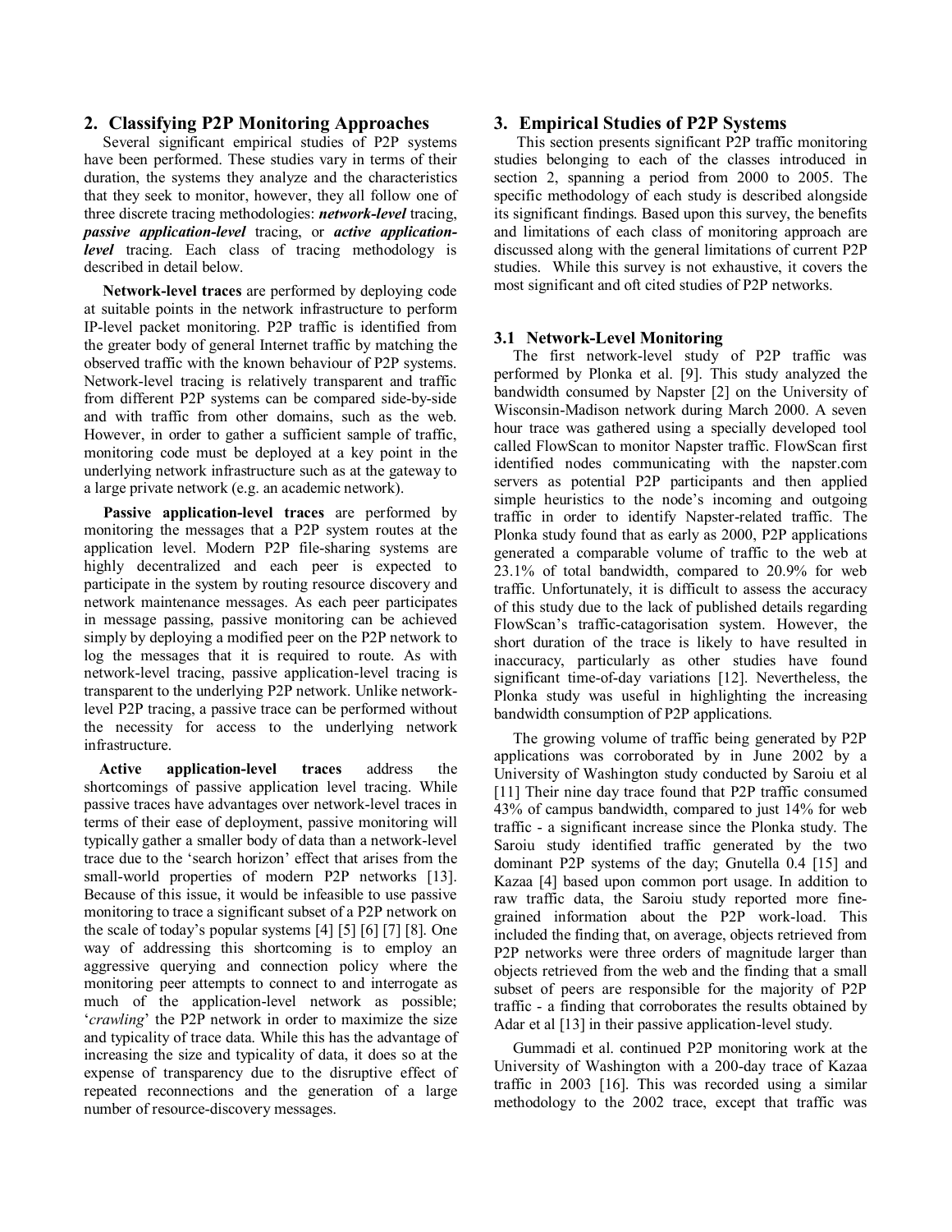## 2. Classifying P2P Monitoring Approaches

Several significant empirical studies of P2P systems have been performed. These studies vary in terms of their duration, the systems they analyze and the characteristics that they seek to monitor, however, they all follow one of three discrete tracing methodologies: ***network-level*** tracing, ***passive application-level*** tracing, or ***active application-level*** tracing. Each class of tracing methodology is described in detail below.

**Network-level traces** are performed by deploying code at suitable points in the network infrastructure to perform IP-level packet monitoring. P2P traffic is identified from the greater body of general Internet traffic by matching the observed traffic with the known behaviour of P2P systems. Network-level tracing is relatively transparent and traffic from different P2P systems can be compared side-by-side and with traffic from other domains, such as the web. However, in order to gather a sufficient sample of traffic, monitoring code must be deployed at a key point in the underlying network infrastructure such as at the gateway to a large private network (e.g. an academic network).

**Passive application-level traces** are performed by monitoring the messages that a P2P system routes at the application level. Modern P2P file-sharing systems are highly decentralized and each peer is expected to participate in the system by routing resource discovery and network maintenance messages. As each peer participates in message passing, passive monitoring can be achieved simply by deploying a modified peer on the P2P network to log the messages that it is required to route. As with network-level tracing, passive application-level tracing is transparent to the underlying P2P network. Unlike network-level P2P tracing, a passive trace can be performed without the necessity for access to the underlying network infrastructure.

**Active application-level traces** address the shortcomings of passive application level tracing. While passive traces have advantages over network-level traces in terms of their ease of deployment, passive monitoring will typically gather a smaller body of data than a network-level trace due to the 'search horizon' effect that arises from the small-world properties of modern P2P networks [13]. Because of this issue, it would be infeasible to use passive monitoring to trace a significant subset of a P2P network on the scale of today's popular systems [4] [5] [6] [7] [8]. One way of addressing this shortcoming is to employ an aggressive querying and connection policy where the monitoring peer attempts to connect to and interrogate as much of the application-level network as possible; '*crawling*' the P2P network in order to maximize the size and typicality of trace data. While this has the advantage of increasing the size and typicality of data, it does so at the expense of transparency due to the disruptive effect of repeated reconnections and the generation of a large number of resource-discovery messages.

## 3. Empirical Studies of P2P Systems

This section presents significant P2P traffic monitoring studies belonging to each of the classes introduced in section 2, spanning a period from 2000 to 2005. The specific methodology of each study is described alongside its significant findings. Based upon this survey, the benefits and limitations of each class of monitoring approach are discussed along with the general limitations of current P2P studies. While this survey is not exhaustive, it covers the most significant and oft cited studies of P2P networks.

### 3.1 Network-Level Monitoring

The first network-level study of P2P traffic was performed by Plonka et al. [9]. This study analyzed the bandwidth consumed by Napster [2] on the University of Wisconsin-Madison network during March 2000. A seven hour trace was gathered using a specially developed tool called FlowScan to monitor Napster traffic. FlowScan first identified nodes communicating with the napster.com servers as potential P2P participants and then applied simple heuristics to the node's incoming and outgoing traffic in order to identify Napster-related traffic. The Plonka study found that as early as 2000, P2P applications generated a comparable volume of traffic to the web at 23.1% of total bandwidth, compared to 20.9% for web traffic. Unfortunately, it is difficult to assess the accuracy of this study due to the lack of published details regarding FlowScan's traffic-catagorisation system. However, the short duration of the trace is likely to have resulted in inaccuracy, particularly as other studies have found significant time-of-day variations [12]. Nevertheless, the Plonka study was useful in highlighting the increasing bandwidth consumption of P2P applications.

The growing volume of traffic being generated by P2P applications was corroborated by in June 2002 by a University of Washington study conducted by Saroiu et al [11] Their nine day trace found that P2P traffic consumed 43% of campus bandwidth, compared to just 14% for web traffic - a significant increase since the Plonka study. The Saroiu study identified traffic generated by the two dominant P2P systems of the day; Gnutella 0.4 [15] and Kazaa [4] based upon common port usage. In addition to raw traffic data, the Saroiu study reported more fine-grained information about the P2P work-load. This included the finding that, on average, objects retrieved from P2P networks were three orders of magnitude larger than objects retrieved from the web and the finding that a small subset of peers are responsible for the majority of P2P traffic - a finding that corroborates the results obtained by Adar et al [13] in their passive application-level study.

Gummadi et al. continued P2P monitoring work at the University of Washington with a 200-day trace of Kazaa traffic in 2003 [16]. This was recorded using a similar methodology to the 2002 trace, except that traffic was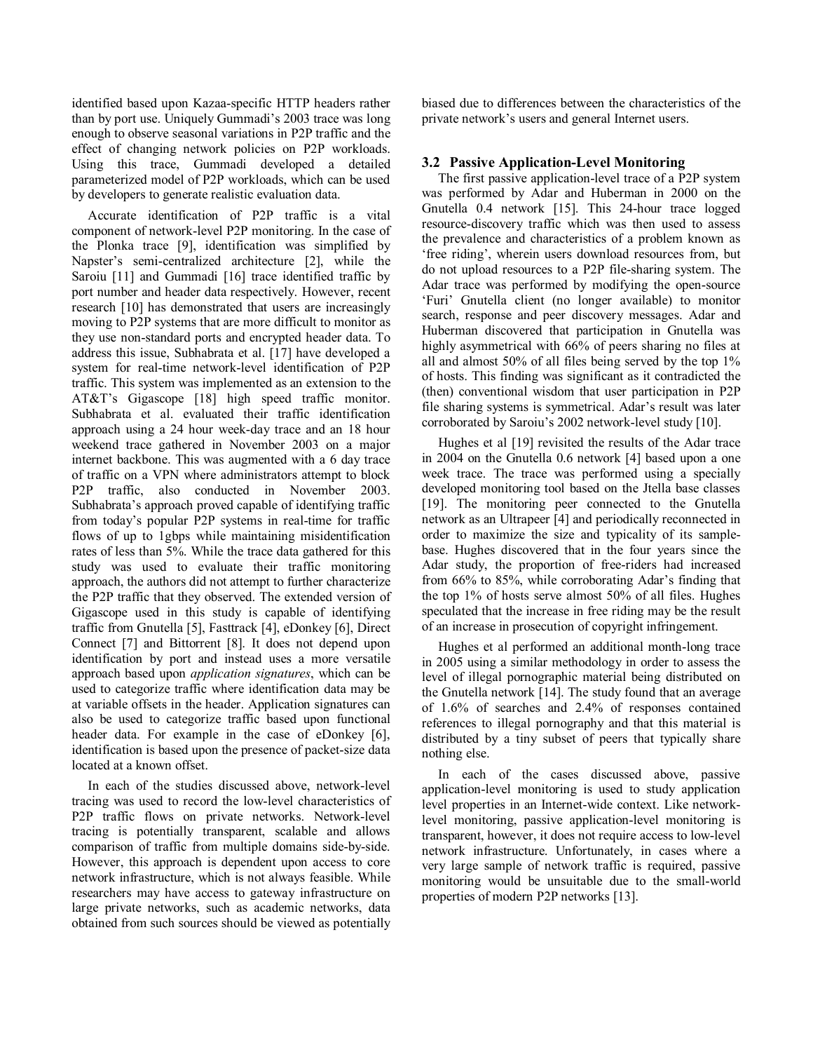identified based upon Kazaa-specific HTTP headers rather than by port use. Uniquely Gummadi's 2003 trace was long enough to observe seasonal variations in P2P traffic and the effect of changing network policies on P2P workloads. Using this trace, Gummadi developed a detailed parameterized model of P2P workloads, which can be used by developers to generate realistic evaluation data.

Accurate identification of P2P traffic is a vital component of network-level P2P monitoring. In the case of the Plonka trace [9], identification was simplified by Napster's semi-centralized architecture [2], while the Saroiu [11] and Gummadi [16] trace identified traffic by port number and header data respectively. However, recent research [10] has demonstrated that users are increasingly moving to P2P systems that are more difficult to monitor as they use non-standard ports and encrypted header data. To address this issue, Subhabrata et al. [17] have developed a system for real-time network-level identification of P2P traffic. This system was implemented as an extension to the AT&T's Gigascope [18] high speed traffic monitor. Subhabrata et al. evaluated their traffic identification approach using a 24 hour week-day trace and an 18 hour weekend trace gathered in November 2003 on a major internet backbone. This was augmented with a 6 day trace of traffic on a VPN where administrators attempt to block P2P traffic, also conducted in November 2003. Subhabrata's approach proved capable of identifying traffic from today's popular P2P systems in real-time for traffic flows of up to 1gbps while maintaining misidentification rates of less than 5%. While the trace data gathered for this study was used to evaluate their traffic monitoring approach, the authors did not attempt to further characterize the P2P traffic that they observed. The extended version of Gigascope used in this study is capable of identifying traffic from Gnutella [5], Fasttrack [4], eDonkey [6], Direct Connect [7] and Bittorrent [8]. It does not depend upon identification by port and instead uses a more versatile approach based upon *application signatures*, which can be used to categorize traffic where identification data may be at variable offsets in the header. Application signatures can also be used to categorize traffic based upon functional header data. For example in the case of eDonkey [6], identification is based upon the presence of packet-size data located at a known offset.

In each of the studies discussed above, network-level tracing was used to record the low-level characteristics of P2P traffic flows on private networks. Network-level tracing is potentially transparent, scalable and allows comparison of traffic from multiple domains side-by-side. However, this approach is dependent upon access to core network infrastructure, which is not always feasible. While researchers may have access to gateway infrastructure on large private networks, such as academic networks, data obtained from such sources should be viewed as potentially biased due to differences between the characteristics of the private network's users and general Internet users.

### 3.2 Passive Application-Level Monitoring

The first passive application-level trace of a P2P system was performed by Adar and Huberman in 2000 on the Gnutella 0.4 network [15]. This 24-hour trace logged resource-discovery traffic which was then used to assess the prevalence and characteristics of a problem known as 'free riding', wherein users download resources from, but do not upload resources to a P2P file-sharing system. The Adar trace was performed by modifying the open-source 'Furi' Gnutella client (no longer available) to monitor search, response and peer discovery messages. Adar and Huberman discovered that participation in Gnutella was highly asymmetrical with 66% of peers sharing no files at all and almost 50% of all files being served by the top 1% of hosts. This finding was significant as it contradicted the (then) conventional wisdom that user participation in P2P file sharing systems is symmetrical. Adar's result was later corroborated by Saroiu's 2002 network-level study [10].

Hughes et al [19] revisited the results of the Adar trace in 2004 on the Gnutella 0.6 network [4] based upon a one week trace. The trace was performed using a specially developed monitoring tool based on the Jtella base classes [19]. The monitoring peer connected to the Gnutella network as an Ultrapeer [4] and periodically reconnected in order to maximize the size and typicality of its sample-base. Hughes discovered that in the four years since the Adar study, the proportion of free-riders had increased from 66% to 85%, while corroborating Adar's finding that the top 1% of hosts serve almost 50% of all files. Hughes speculated that the increase in free riding may be the result of an increase in prosecution of copyright infringement.

Hughes et al performed an additional month-long trace in 2005 using a similar methodology in order to assess the level of illegal pornographic material being distributed on the Gnutella network [14]. The study found that an average of 1.6% of searches and 2.4% of responses contained references to illegal pornography and that this material is distributed by a tiny subset of peers that typically share nothing else.

In each of the cases discussed above, passive application-level monitoring is used to study application level properties in an Internet-wide context. Like network-level monitoring, passive application-level monitoring is transparent, however, it does not require access to low-level network infrastructure. Unfortunately, in cases where a very large sample of network traffic is required, passive monitoring would be unsuitable due to the small-world properties of modern P2P networks [13].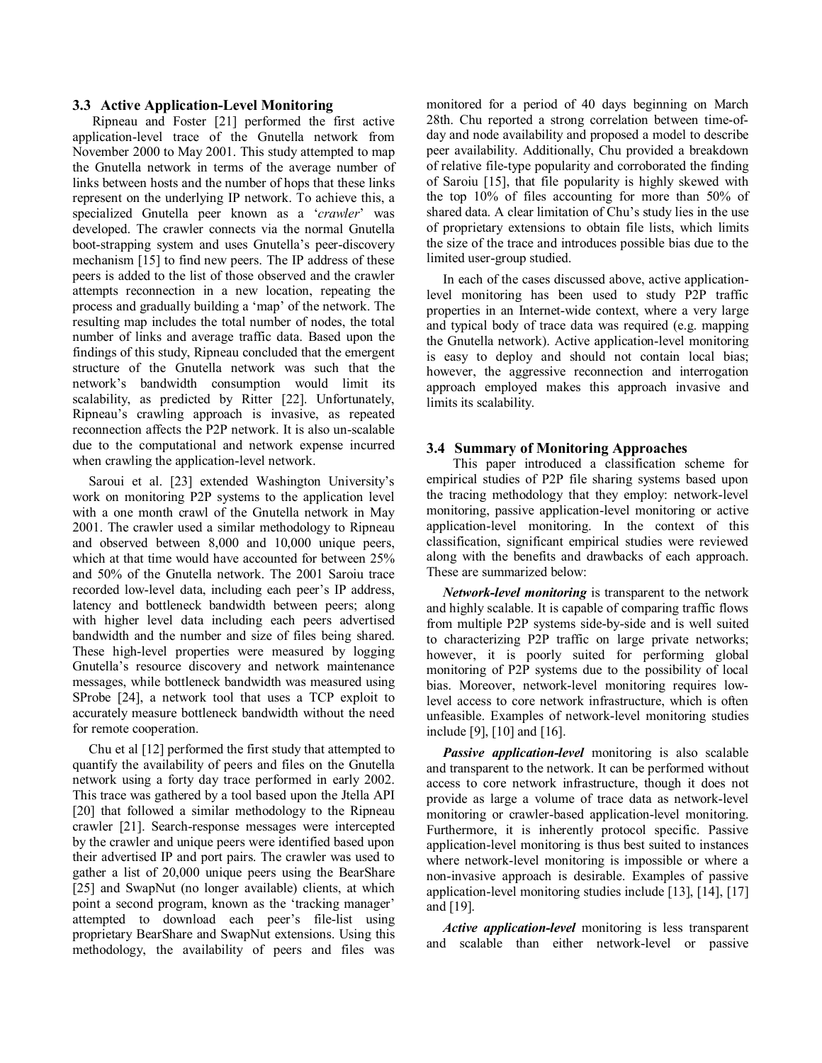### 3.3 Active Application-Level Monitoring

Ripneau and Foster [21] performed the first active application-level trace of the Gnutella network from November 2000 to May 2001. This study attempted to map the Gnutella network in terms of the average number of links between hosts and the number of hops that these links represent on the underlying IP network. To achieve this, a specialized Gnutella peer known as a '*crawler*' was developed. The crawler connects via the normal Gnutella boot-strapping system and uses Gnutella's peer-discovery mechanism [15] to find new peers. The IP address of these peers is added to the list of those observed and the crawler attempts reconnection in a new location, repeating the process and gradually building a 'map' of the network. The resulting map includes the total number of nodes, the total number of links and average traffic data. Based upon the findings of this study, Ripneau concluded that the emergent structure of the Gnutella network was such that the network's bandwidth consumption would limit its scalability, as predicted by Ritter [22]. Unfortunately, Ripneau's crawling approach is invasive, as repeated reconnection affects the P2P network. It is also un-scalable due to the computational and network expense incurred when crawling the application-level network.

Saroui et al. [23] extended Washington University's work on monitoring P2P systems to the application level with a one month crawl of the Gnutella network in May 2001. The crawler used a similar methodology to Ripneau and observed between 8,000 and 10,000 unique peers, which at that time would have accounted for between 25% and 50% of the Gnutella network. The 2001 Saroiu trace recorded low-level data, including each peer's IP address, latency and bottleneck bandwidth between peers; along with higher level data including each peers advertised bandwidth and the number and size of files being shared. These high-level properties were measured by logging Gnutella's resource discovery and network maintenance messages, while bottleneck bandwidth was measured using SProbe [24], a network tool that uses a TCP exploit to accurately measure bottleneck bandwidth without the need for remote cooperation.

Chu et al [12] performed the first study that attempted to quantify the availability of peers and files on the Gnutella network using a forty day trace performed in early 2002. This trace was gathered by a tool based upon the Jtella API [20] that followed a similar methodology to the Ripneau crawler [21]. Search-response messages were intercepted by the crawler and unique peers were identified based upon their advertised IP and port pairs. The crawler was used to gather a list of 20,000 unique peers using the BearShare [25] and SwapNut (no longer available) clients, at which point a second program, known as the 'tracking manager' attempted to download each peer's file-list using proprietary BearShare and SwapNut extensions. Using this methodology, the availability of peers and files was monitored for a period of 40 days beginning on March 28th. Chu reported a strong correlation between time-of-day and node availability and proposed a model to describe peer availability. Additionally, Chu provided a breakdown of relative file-type popularity and corroborated the finding of Saroiu [15], that file popularity is highly skewed with the top 10% of files accounting for more than 50% of shared data. A clear limitation of Chu's study lies in the use of proprietary extensions to obtain file lists, which limits the size of the trace and introduces possible bias due to the limited user-group studied.

In each of the cases discussed above, active application-level monitoring has been used to study P2P traffic properties in an Internet-wide context, where a very large and typical body of trace data was required (e.g. mapping the Gnutella network). Active application-level monitoring is easy to deploy and should not contain local bias; however, the aggressive reconnection and interrogation approach employed makes this approach invasive and limits its scalability.

### 3.4 Summary of Monitoring Approaches

This paper introduced a classification scheme for empirical studies of P2P file sharing systems based upon the tracing methodology that they employ: network-level monitoring, passive application-level monitoring or active application-level monitoring. In the context of this classification, significant empirical studies were reviewed along with the benefits and drawbacks of each approach. These are summarized below:

***Network-level monitoring*** is transparent to the network and highly scalable. It is capable of comparing traffic flows from multiple P2P systems side-by-side and is well suited to characterizing P2P traffic on large private networks; however, it is poorly suited for performing global monitoring of P2P systems due to the possibility of local bias. Moreover, network-level monitoring requires low-level access to core network infrastructure, which is often unfeasible. Examples of network-level monitoring studies include [9], [10] and [16].

***Passive application-level*** monitoring is also scalable and transparent to the network. It can be performed without access to core network infrastructure, though it does not provide as large a volume of trace data as network-level monitoring or crawler-based application-level monitoring. Furthermore, it is inherently protocol specific. Passive application-level monitoring is thus best suited to instances where network-level monitoring is impossible or where a non-invasive approach is desirable. Examples of passive application-level monitoring studies include [13], [14], [17] and [19].

***Active application-level*** monitoring is less transparent and scalable than either network-level or passive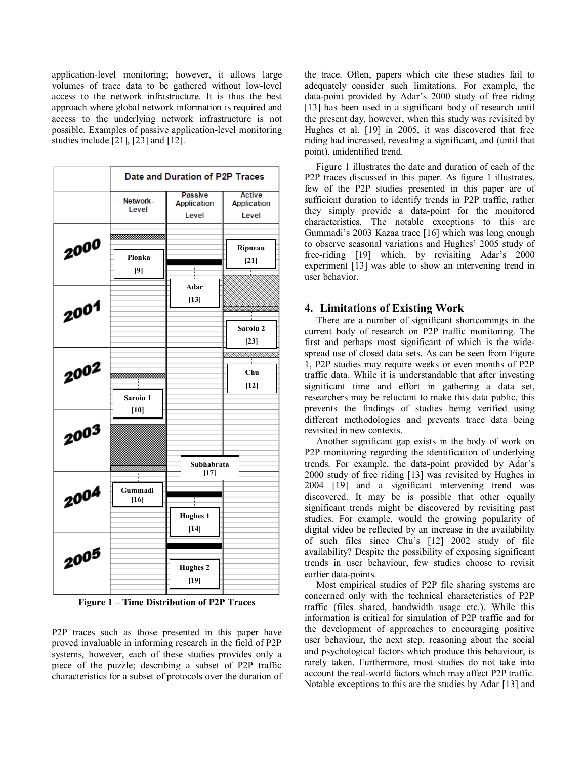application-level monitoring; however, it allows large volumes of trace data to be gathered without low-level access to the network infrastructure. It is thus the best approach where global network information is required and access to the underlying network infrastructure is not possible. Examples of passive application-level monitoring studies include [21], [23] and [12].

Date and Duration of P2P Traces

Network-Level

Passive Application Level

Active Application Level

2000

2001

2002

2003

2004

2005

Plonka [9]

Ripneau [21]

Adar [13]

Saroiu 2 [23]

Chu [12]

Saroiu 1 [10]

Subhabrata [17]

Gummadi [16]

Hughes 1 [14]

Hughes 2 [19]

**Figure 1 – Time Distribution of P2P Traces**

P2P traces such as those presented in this paper have proved invaluable in informing research in the field of P2P systems, however, each of these studies provides only a piece of the puzzle; describing a subset of P2P traffic characteristics for a subset of protocols over the duration of the trace. Often, papers which cite these studies fail to adequately consider such limitations. For example, the data-point provided by Adar's 2000 study of free riding [13] has been used in a significant body of research until the present day, however, when this study was revisited by Hughes et al. [19] in 2005, it was discovered that free riding had increased, revealing a significant, and (until that point), unidentified trend.

Figure 1 illustrates the date and duration of each of the P2P traces discussed in this paper. As figure 1 illustrates, few of the P2P studies presented in this paper are of sufficient duration to identify trends in P2P traffic, rather they simply provide a data-point for the monitored characteristics. The notable exceptions to this are Gummadi's 2003 Kazaa trace [16] which was long enough to observe seasonal variations and Hughes' 2005 study of free-riding [19] which, by revisiting Adar's 2000 experiment [13] was able to show an intervening trend in user behavior.

## 4. Limitations of Existing Work

There are a number of significant shortcomings in the current body of research on P2P traffic monitoring. The first and perhaps most significant of which is the wide-spread use of closed data sets. As can be seen from Figure 1, P2P studies may require weeks or even months of P2P traffic data. While it is understandable that after investing significant time and effort in gathering a data set, researchers may be reluctant to make this data public, this prevents the findings of studies being verified using different methodologies and prevents trace data being revisited in new contexts.

Another significant gap exists in the body of work on P2P monitoring regarding the identification of underlying trends. For example, the data-point provided by Adar's 2000 study of free riding [13] was revisited by Hughes in 2004 [19] and a significant intervening trend was discovered. It may be is possible that other equally significant trends might be discovered by revisiting past studies. For example, would the growing popularity of digital video be reflected by an increase in the availability of such files since Chu's [12] 2002 study of file availability? Despite the possibility of exposing significant trends in user behaviour, few studies choose to revisit earlier data-points.

Most empirical studies of P2P file sharing systems are concerned only with the technical characteristics of P2P traffic (files shared, bandwidth usage etc.). While this information is critical for simulation of P2P traffic and for the development of approaches to encouraging positive user behaviour, the next step, reasoning about the social and psychological factors which produce this behaviour, is rarely taken. Furthermore, most studies do not take into account the real-world factors which may affect P2P traffic. Notable exceptions to this are the studies by Adar [13] and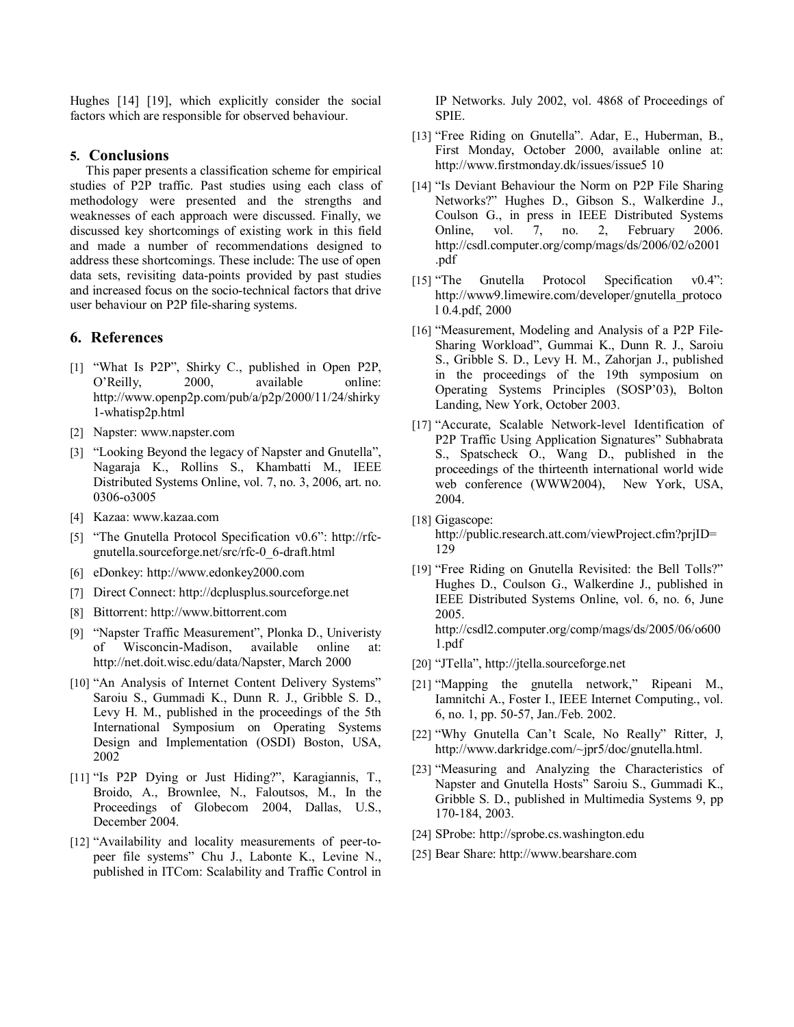Hughes [14] [19], which explicitly consider the social factors which are responsible for observed behaviour.

## 5. Conclusions

This paper presents a classification scheme for empirical studies of P2P traffic. Past studies using each class of methodology were presented and the strengths and weaknesses of each approach were discussed. Finally, we discussed key shortcomings of existing work in this field and made a number of recommendations designed to address these shortcomings. These include: The use of open data sets, revisiting data-points provided by past studies and increased focus on the socio-technical factors that drive user behaviour on P2P file-sharing systems.

## 6. References

[1] "What Is P2P", Shirky C., published in Open P2P, O'Reilly, 2000, available online: http://www.openp2p.com/pub/a/p2p/2000/11/24/shirky1-whatisp2p.html

[2] Napster: www.napster.com

[3] "Looking Beyond the legacy of Napster and Gnutella", Nagaraja K., Rollins S., Khambatti M., IEEE Distributed Systems Online, vol. 7, no. 3, 2006, art. no. 0306-o3005

[4] Kazaa: www.kazaa.com

[5] "The Gnutella Protocol Specification v0.6": http://rfc-gnutella.sourceforge.net/src/rfc-0_6-draft.html

[6] eDonkey: http://www.edonkey2000.com

[7] Direct Connect: http://dcplusplus.sourceforge.net

[8] Bittorrent: http://www.bittorrent.com

[9] "Napster Traffic Measurement", Plonka D., Univeristy of Wisconcin-Madison, available online at: http://net.doit.wisc.edu/data/Napster, March 2000

[10] "An Analysis of Internet Content Delivery Systems" Saroiu S., Gummadi K., Dunn R. J., Gribble S. D., Levy H. M., published in the proceedings of the 5th International Symposium on Operating Systems Design and Implementation (OSDI) Boston, USA, 2002

[11] "Is P2P Dying or Just Hiding?", Karagiannis, T., Broido, A., Brownlee, N., Faloutsos, M., In the Proceedings of Globecom 2004, Dallas, U.S., December 2004.

[12] "Availability and locality measurements of peer-to-peer file systems" Chu J., Labonte K., Levine N., published in ITCom: Scalability and Traffic Control in IP Networks. July 2002, vol. 4868 of Proceedings of SPIE.

[13] "Free Riding on Gnutella". Adar, E., Huberman, B., First Monday, October 2000, available online at: http://www.firstmonday.dk/issues/issue5 10

[14] "Is Deviant Behaviour the Norm on P2P File Sharing Networks?" Hughes D., Gibson S., Walkerdine J., Coulson G., in press in IEEE Distributed Systems Online, vol. 7, no. 2, February 2006. http://csdl.computer.org/comp/mags/ds/2006/02/o2001.pdf

[15] "The Gnutella Protocol Specification v0.4": http://www9.limewire.com/developer/gnutella_protocol 0.4.pdf, 2000

[16] "Measurement, Modeling and Analysis of a P2P File-Sharing Workload", Gummai K., Dunn R. J., Saroiu S., Gribble S. D., Levy H. M., Zahorjan J., published in the proceedings of the 19th symposium on Operating Systems Principles (SOSP'03), Bolton Landing, New York, October 2003.

[17] "Accurate, Scalable Network-level Identification of P2P Traffic Using Application Signatures" Subhabrata S., Spatscheck O., Wang D., published in the proceedings of the thirteenth international world wide web conference (WWW2004), New York, USA, 2004.

[18] Gigascope: http://public.research.att.com/viewProject.cfm?prjID=129

[19] "Free Riding on Gnutella Revisited: the Bell Tolls?" Hughes D., Coulson G., Walkerdine J., published in IEEE Distributed Systems Online, vol. 6, no. 6, June 2005. http://csdl2.computer.org/comp/mags/ds/2005/06/o6001.pdf

[20] "JTella", http://jtella.sourceforge.net

[21] "Mapping the gnutella network," Ripeani M., Iamnitchi A., Foster I., IEEE Internet Computing., vol. 6, no. 1, pp. 50-57, Jan./Feb. 2002.

[22] "Why Gnutella Can't Scale, No Really" Ritter, J, http://www.darkridge.com/~jpr5/doc/gnutella.html.

[23] "Measuring and Analyzing the Characteristics of Napster and Gnutella Hosts" Saroiu S., Gummadi K., Gribble S. D., published in Multimedia Systems 9, pp 170-184, 2003.

[24] SProbe: http://sprobe.cs.washington.edu

[25] Bear Share: http://www.bearshare.com